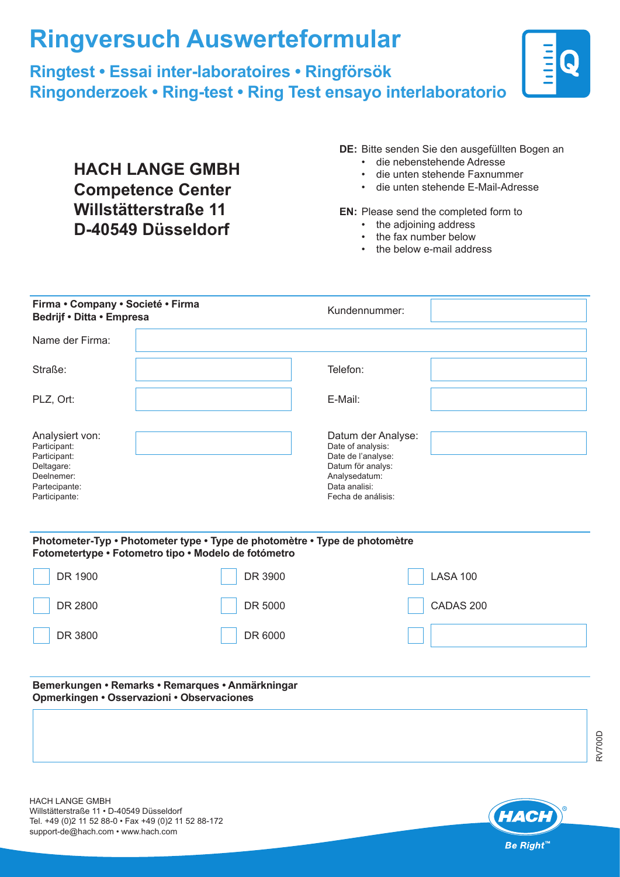# Ringversuch Auswerteformular

## Ringtest • Essai inter-laboratoires • Ringförsök Ringonderzoek • Ring-test • Ring Test ensayo interlaboratorio

**HACH LANGE GMBH**
**Competence Center**
**Willstätterstraße 11**
**D-40549 Düsseldorf**

**DE:** Bitte senden Sie den ausgefüllten Bogen an
- die nebenstehende Adresse
- die unten stehende Faxnummer
- die unten stehende E-Mail-Adresse

**EN:** Please send the completed form to
- the adjoining address
- the fax number below
- the below e-mail address

**Firma • Company • Societé • Firma Bedrijf • Ditta • Empresa**

| | | | |
|---|---|---|---|
| | | Kundennummer: | |
| Name der Firma: | | | |
| Straße: | | Telefon: | |
| PLZ, Ort: | | E-Mail: | |
| Analysiert von: Participant: Participant: Deltagare: Deelnemer: Partecipante: Participante: | | Datum der Analyse: Date of analysis: Date de l'analyse: Datum för analys: Analysedatum: Data analisi: Fecha de análisis: | |

**Photometer-Typ • Photometer type • Type de photomètre • Type de photomètre Fotometertype • Fotometro tipo • Modelo de fotómetro**

- ☐ DR 1900
- ☐ DR 2800
- ☐ DR 3800
- ☐ DR 3900
- ☐ DR 5000
- ☐ DR 6000
- ☐ LASA 100
- ☐ CADAS 200
- ☐ ____________

**Bemerkungen • Remarks • Remarques • Anmärkningar Opmerkingen • Osservazioni • Observaciones**

RV700D

HACH LANGE GMBH
Willstätterstraße 11 • D-40549 Düsseldorf
Tel. +49 (0)2 11 52 88-0 • Fax +49 (0)2 11 52 88-172
support-de@hach.com • www.hach.com

HACH® Be Right™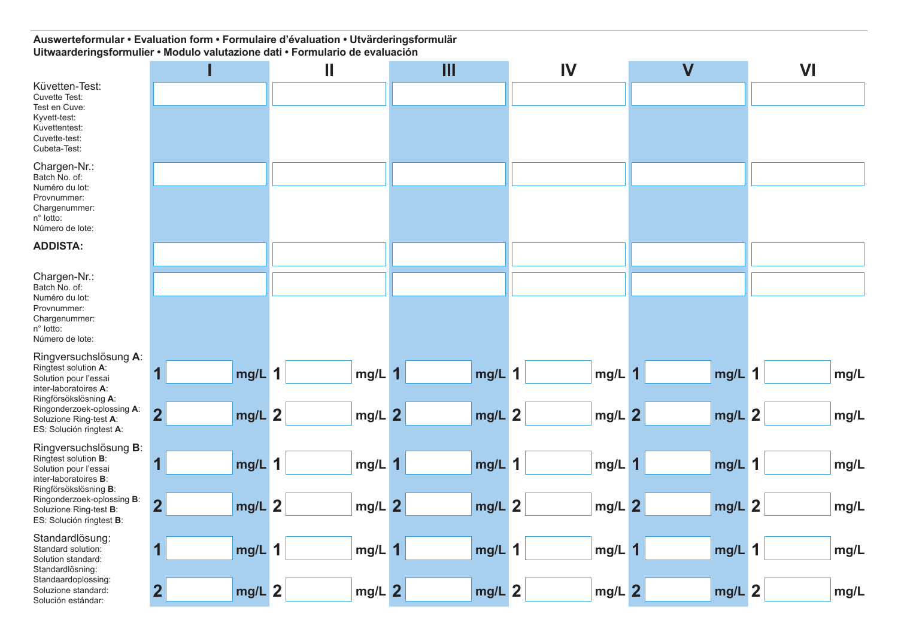**Auswerteformular • Evaluation form • Formulaire d'évaluation • Utvärderingsformulär Uitwaarderingsformulier • Modulo valutazione dati • Formulario de evaluación**

| | I | II | III | IV | V | VI |
|---|---|---|---|---|---|---|
| Küvetten-Test:<br>Cuvette Test:<br>Test en Cuve:<br>Kyvett-test:<br>Kuvettentest:<br>Cuvette-test:<br>Cubeta-Test: | | | | | | |
| Chargen-Nr.:<br>Batch No. of:<br>Numéro du lot:<br>Provnummer:<br>Chargenummer:<br>n° lotto:<br>Número de lote: | | | | | | |
| **ADDISTA:** | | | | | | |
| Chargen-Nr.:<br>Batch No. of:<br>Numéro du lot:<br>Provnummer:<br>Chargenummer:<br>n° lotto:<br>Número de lote: | | | | | | |
| Ringversuchslösung **A**:<br>Ringtest solution **A**:<br>Solution pour l'essai inter-laboratoires **A**:<br>Ringförsökslösning **A**:<br>Ringonderzoek-oplossing **A**:<br>Soluzione Ring-test **A**:<br>ES: Solución ringtest **A**: | **1** ____ **mg/L**<br>**2** ____ **mg/L** | **1** ____ **mg/L**<br>**2** ____ **mg/L** | **1** ____ **mg/L**<br>**2** ____ **mg/L** | **1** ____ **mg/L**<br>**2** ____ **mg/L** | **1** ____ **mg/L**<br>**2** ____ **mg/L** | **1** ____ **mg/L**<br>**2** ____ **mg/L** |
| Ringversuchslösung **B**:<br>Ringtest solution **B**:<br>Solution pour l'essai inter-laboratoires **B**:<br>Ringförsökslösning **B**:<br>Ringonderzoek-oplossing **B**:<br>Soluzione Ring-test **B**:<br>ES: Solución ringtest **B**: | **1** ____ **mg/L**<br>**2** ____ **mg/L** | **1** ____ **mg/L**<br>**2** ____ **mg/L** | **1** ____ **mg/L**<br>**2** ____ **mg/L** | **1** ____ **mg/L**<br>**2** ____ **mg/L** | **1** ____ **mg/L**<br>**2** ____ **mg/L** | **1** ____ **mg/L**<br>**2** ____ **mg/L** |
| Standardlösung:<br>Standard solution:<br>Solution standard:<br>Standardlösning:<br>Standaardoplossing:<br>Soluzione standard:<br>Solución estándar: | **1** ____ **mg/L**<br>**2** ____ **mg/L** | **1** ____ **mg/L**<br>**2** ____ **mg/L** | **1** ____ **mg/L**<br>**2** ____ **mg/L** | **1** ____ **mg/L**<br>**2** ____ **mg/L** | **1** ____ **mg/L**<br>**2** ____ **mg/L** | **1** ____ **mg/L**<br>**2** ____ **mg/L** |